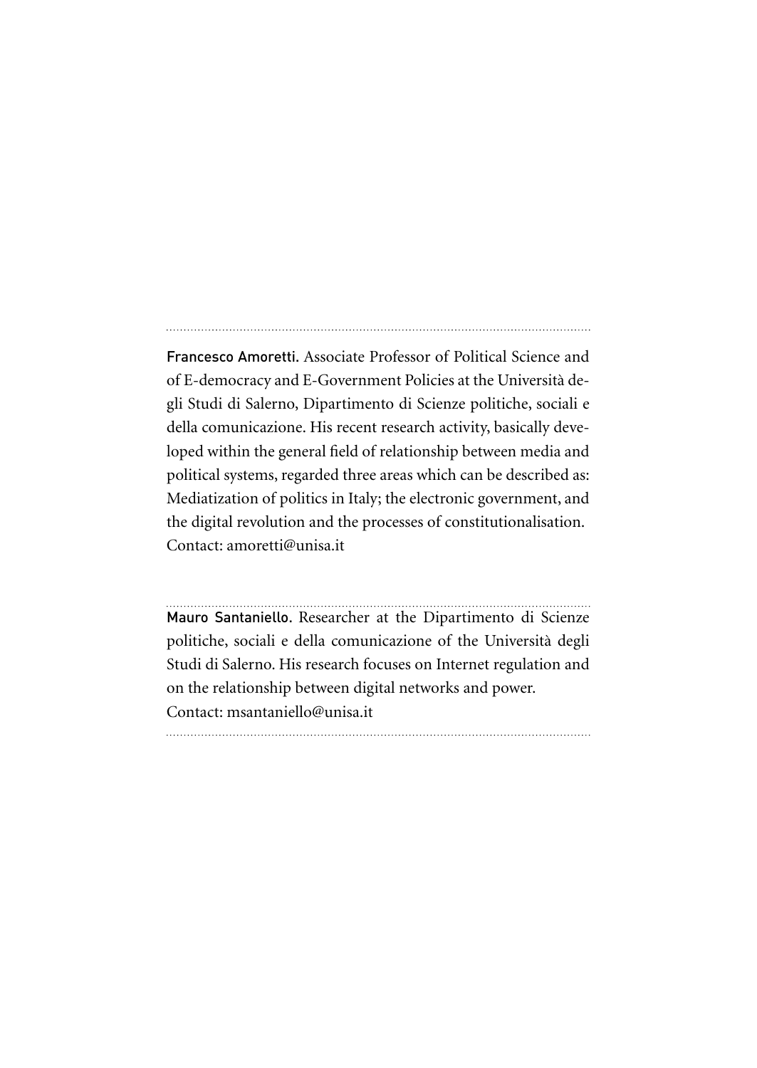---

**Francesco Amoretti.** Associate Professor of Political Science and of E-democracy and E-Government Policies at the Università degli Studi di Salerno, Dipartimento di Scienze politiche, sociali e della comunicazione. His recent research activity, basically developed within the general field of relationship between media and political systems, regarded three areas which can be described as: Mediatization of politics in Italy; the electronic government, and the digital revolution and the processes of constitutionalisation.
Contact: amoretti@unisa.it

---

**Mauro Santaniello.** Researcher at the Dipartimento di Scienze politiche, sociali e della comunicazione of the Università degli Studi di Salerno. His research focuses on Internet regulation and on the relationship between digital networks and power.
Contact: msantaniello@unisa.it

---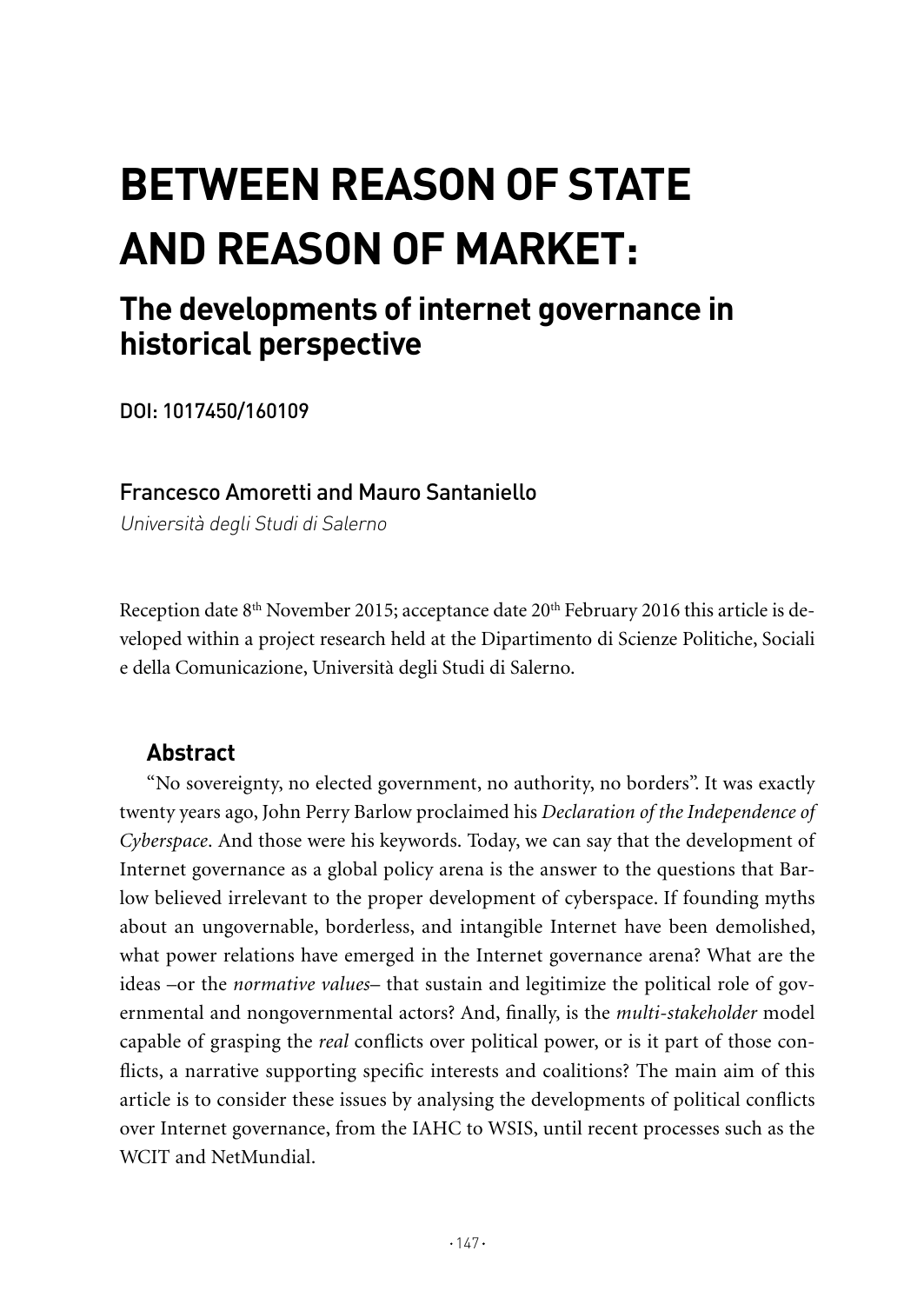# BETWEEN REASON OF STATE AND REASON OF MARKET:

## The developments of internet governance in historical perspective

DOI: 1017450/160109

Francesco Amoretti and Mauro Santaniello

*Università degli Studi di Salerno*

Reception date 8th November 2015; acceptance date 20th February 2016 this article is developed within a project research held at the Dipartimento di Scienze Politiche, Sociali e della Comunicazione, Università degli Studi di Salerno.

### Abstract

"No sovereignty, no elected government, no authority, no borders". It was exactly twenty years ago, John Perry Barlow proclaimed his *Declaration of the Independence of Cyberspace*. And those were his keywords. Today, we can say that the development of Internet governance as a global policy arena is the answer to the questions that Barlow believed irrelevant to the proper development of cyberspace. If founding myths about an ungovernable, borderless, and intangible Internet have been demolished, what power relations have emerged in the Internet governance arena? What are the ideas –or the *normative values*– that sustain and legitimize the political role of governmental and nongovernmental actors? And, finally, is the *multi-stakeholder* model capable of grasping the *real* conflicts over political power, or is it part of those conflicts, a narrative supporting specific interests and coalitions? The main aim of this article is to consider these issues by analysing the developments of political conflicts over Internet governance, from the IAHC to WSIS, until recent processes such as the WCIT and NetMundial.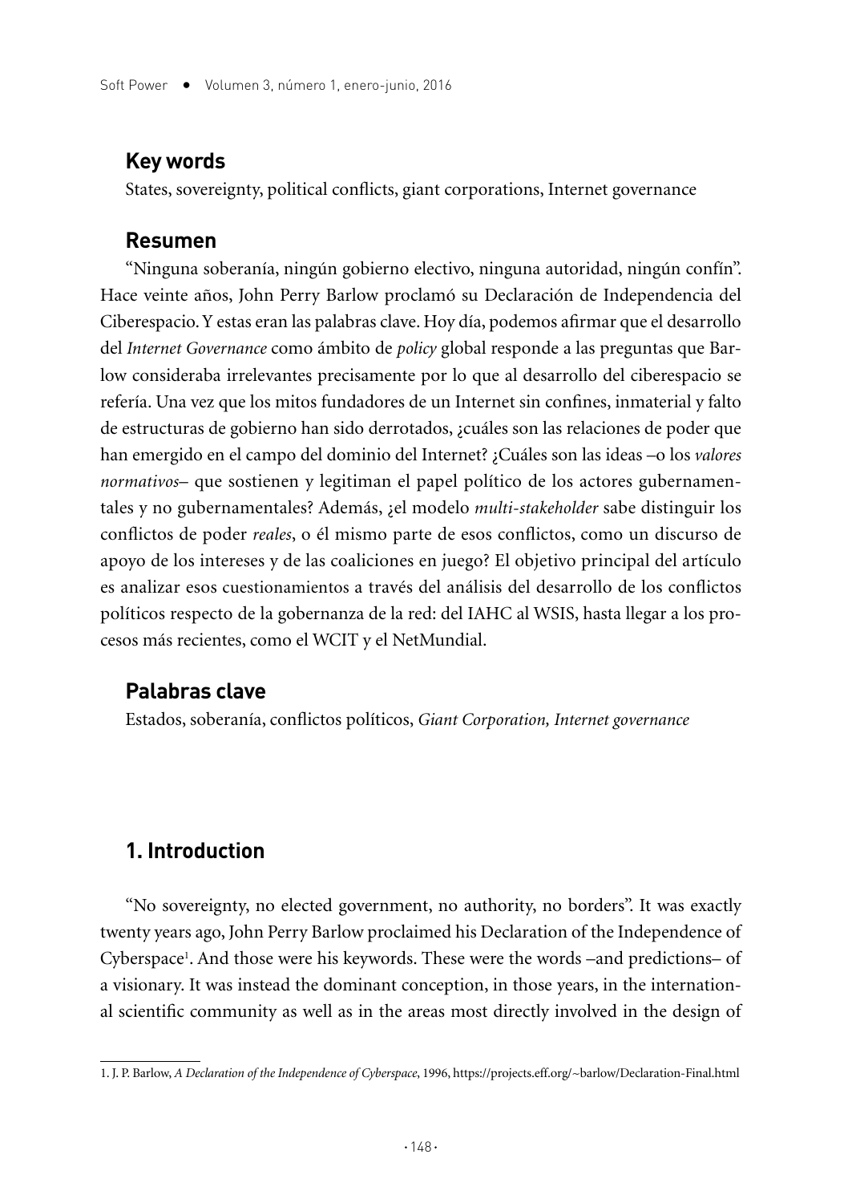## Key words

States, sovereignty, political conflicts, giant corporations, Internet governance

## Resumen

"Ninguna soberanía, ningún gobierno electivo, ninguna autoridad, ningún confín". Hace veinte años, John Perry Barlow proclamó su Declaración de Independencia del Ciberespacio. Y estas eran las palabras clave. Hoy día, podemos afirmar que el desarrollo del *Internet Governance* como ámbito de *policy* global responde a las preguntas que Barlow consideraba irrelevantes precisamente por lo que al desarrollo del ciberespacio se refería. Una vez que los mitos fundadores de un Internet sin confines, inmaterial y falto de estructuras de gobierno han sido derrotados, ¿cuáles son las relaciones de poder que han emergido en el campo del dominio del Internet? ¿Cuáles son las ideas –o los *valores normativos*– que sostienen y legitiman el papel político de los actores gubernamentales y no gubernamentales? Además, ¿el modelo *multi-stakeholder* sabe distinguir los conflictos de poder *reales*, o él mismo parte de esos conflictos, como un discurso de apoyo de los intereses y de las coaliciones en juego? El objetivo principal del artículo es analizar esos cuestionamientos a través del análisis del desarrollo de los conflictos políticos respecto de la gobernanza de la red: del IAHC al WSIS, hasta llegar a los procesos más recientes, como el WCIT y el NetMundial.

## Palabras clave

Estados, soberanía, conflictos políticos, *Giant Corporation, Internet governance*

## 1. Introduction

"No sovereignty, no elected government, no authority, no borders". It was exactly twenty years ago, John Perry Barlow proclaimed his Declaration of the Independence of Cyberspace[1]. And those were his keywords. These were the words –and predictions– of a visionary. It was instead the dominant conception, in those years, in the international scientific community as well as in the areas most directly involved in the design of

1. J. P. Barlow, *A Declaration of the Independence of Cyberspace*, 1996, https://projects.eff.org/~barlow/Declaration-Final.html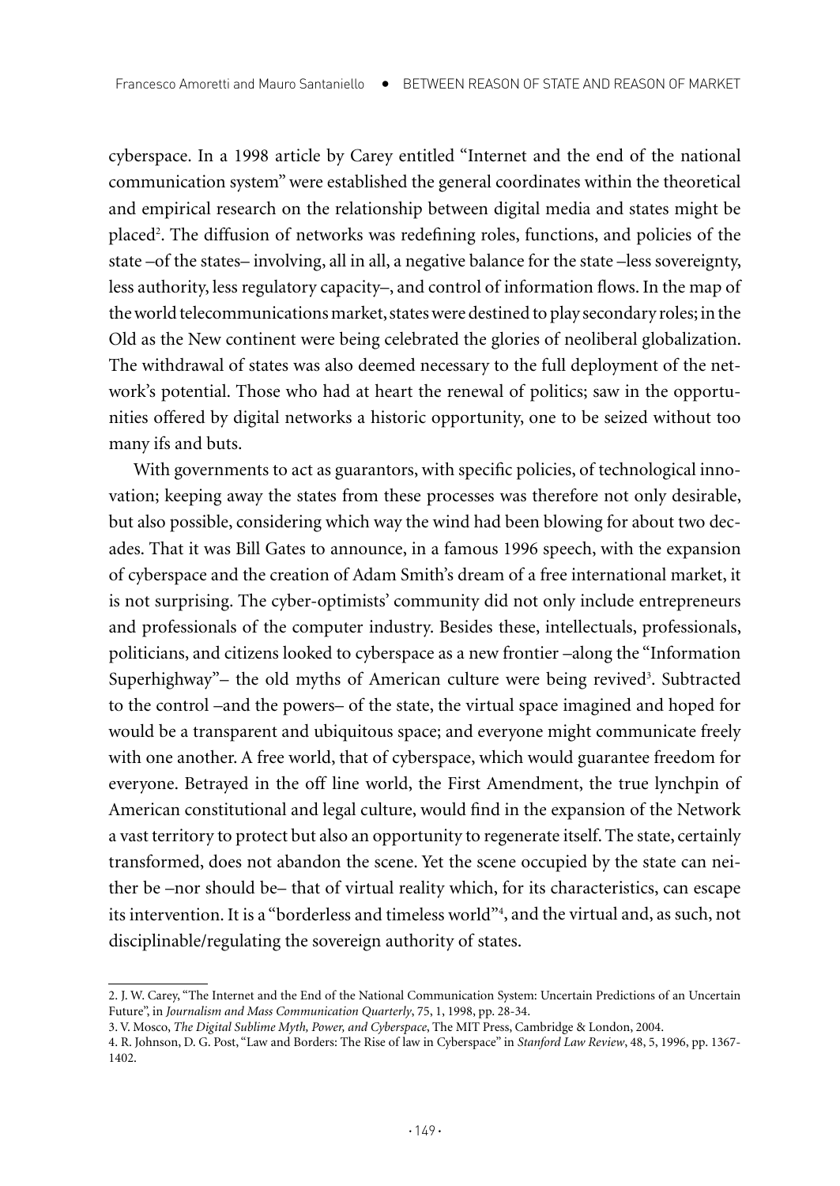cyberspace. In a 1998 article by Carey entitled "Internet and the end of the national communication system" were established the general coordinates within the theoretical and empirical research on the relationship between digital media and states might be placed[2]. The diffusion of networks was redefining roles, functions, and policies of the state –of the states– involving, all in all, a negative balance for the state –less sovereignty, less authority, less regulatory capacity–, and control of information flows. In the map of the world telecommunications market, states were destined to play secondary roles; in the Old as the New continent were being celebrated the glories of neoliberal globalization. The withdrawal of states was also deemed necessary to the full deployment of the network's potential. Those who had at heart the renewal of politics; saw in the opportunities offered by digital networks a historic opportunity, one to be seized without too many ifs and buts.

With governments to act as guarantors, with specific policies, of technological innovation; keeping away the states from these processes was therefore not only desirable, but also possible, considering which way the wind had been blowing for about two decades. That it was Bill Gates to announce, in a famous 1996 speech, with the expansion of cyberspace and the creation of Adam Smith's dream of a free international market, it is not surprising. The cyber-optimists' community did not only include entrepreneurs and professionals of the computer industry. Besides these, intellectuals, professionals, politicians, and citizens looked to cyberspace as a new frontier –along the "Information Superhighway"– the old myths of American culture were being revived[3]. Subtracted to the control –and the powers– of the state, the virtual space imagined and hoped for would be a transparent and ubiquitous space; and everyone might communicate freely with one another. A free world, that of cyberspace, which would guarantee freedom for everyone. Betrayed in the off line world, the First Amendment, the true lynchpin of American constitutional and legal culture, would find in the expansion of the Network a vast territory to protect but also an opportunity to regenerate itself. The state, certainly transformed, does not abandon the scene. Yet the scene occupied by the state can neither be –nor should be– that of virtual reality which, for its characteristics, can escape its intervention. It is a "borderless and timeless world"[4], and the virtual and, as such, not disciplinable/regulating the sovereign authority of states.

---

2. J. W. Carey, "The Internet and the End of the National Communication System: Uncertain Predictions of an Uncertain Future", in *Journalism and Mass Communication Quarterly*, 75, 1, 1998, pp. 28-34.

3. V. Mosco, *The Digital Sublime Myth, Power, and Cyberspace*, The MIT Press, Cambridge & London, 2004.

4. R. Johnson, D. G. Post, "Law and Borders: The Rise of law in Cyberspace" in *Stanford Law Review*, 48, 5, 1996, pp. 1367-1402.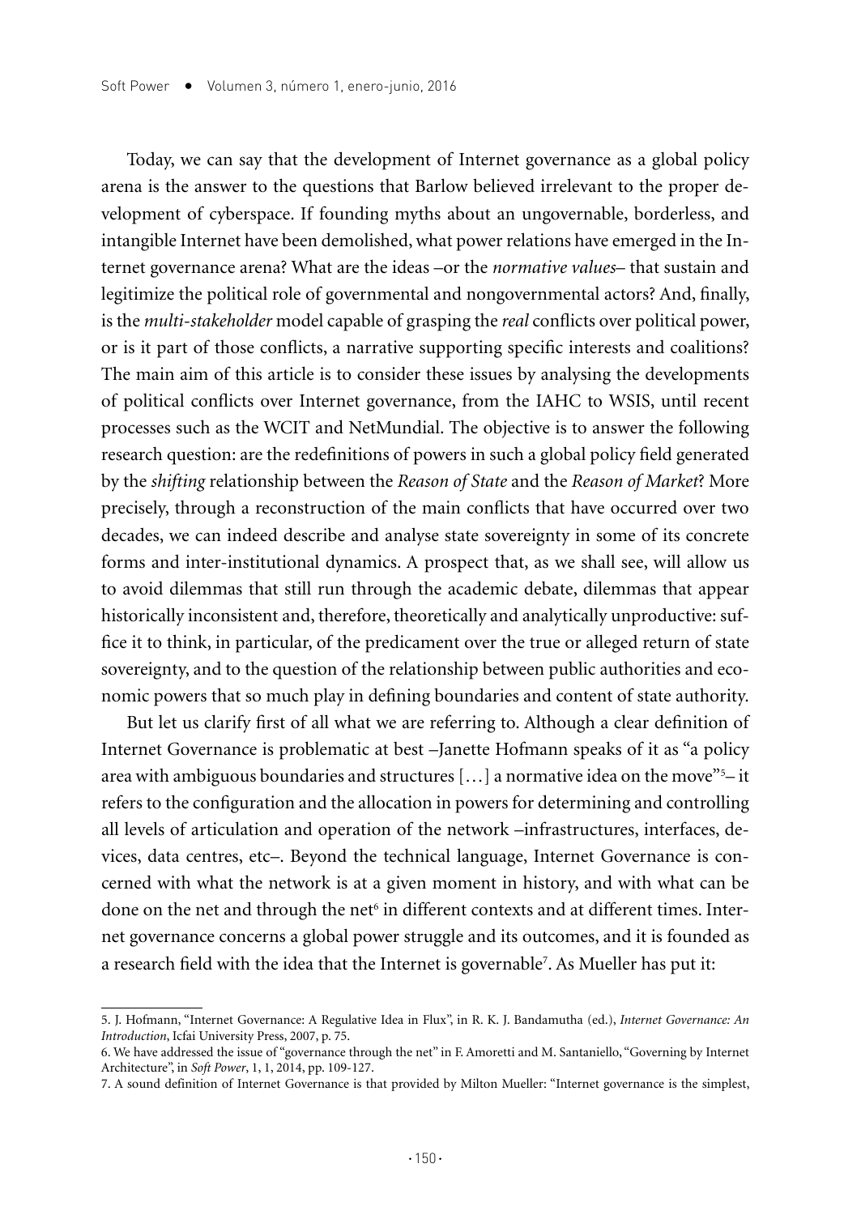Today, we can say that the development of Internet governance as a global policy arena is the answer to the questions that Barlow believed irrelevant to the proper development of cyberspace. If founding myths about an ungovernable, borderless, and intangible Internet have been demolished, what power relations have emerged in the Internet governance arena? What are the ideas –or the *normative values*– that sustain and legitimize the political role of governmental and nongovernmental actors? And, finally, is the *multi-stakeholder* model capable of grasping the *real* conflicts over political power, or is it part of those conflicts, a narrative supporting specific interests and coalitions? The main aim of this article is to consider these issues by analysing the developments of political conflicts over Internet governance, from the IAHC to WSIS, until recent processes such as the WCIT and NetMundial. The objective is to answer the following research question: are the redefinitions of powers in such a global policy field generated by the *shifting* relationship between the *Reason of State* and the *Reason of Market*? More precisely, through a reconstruction of the main conflicts that have occurred over two decades, we can indeed describe and analyse state sovereignty in some of its concrete forms and inter-institutional dynamics. A prospect that, as we shall see, will allow us to avoid dilemmas that still run through the academic debate, dilemmas that appear historically inconsistent and, therefore, theoretically and analytically unproductive: suffice it to think, in particular, of the predicament over the true or alleged return of state sovereignty, and to the question of the relationship between public authorities and economic powers that so much play in defining boundaries and content of state authority.

But let us clarify first of all what we are referring to. Although a clear definition of Internet Governance is problematic at best –Janette Hofmann speaks of it as "a policy area with ambiguous boundaries and structures […] a normative idea on the move"[5]– it refers to the configuration and the allocation in powers for determining and controlling all levels of articulation and operation of the network –infrastructures, interfaces, devices, data centres, etc–. Beyond the technical language, Internet Governance is concerned with what the network is at a given moment in history, and with what can be done on the net and through the net[6] in different contexts and at different times. Internet governance concerns a global power struggle and its outcomes, and it is founded as a research field with the idea that the Internet is governable[7]. As Mueller has put it:

5. J. Hofmann, "Internet Governance: A Regulative Idea in Flux", in R. K. J. Bandamutha (ed.), *Internet Governance: An Introduction*, Icfai University Press, 2007, p. 75.

6. We have addressed the issue of "governance through the net" in F. Amoretti and M. Santaniello, "Governing by Internet Architecture", in *Soft Power*, 1, 1, 2014, pp. 109-127.

7. A sound definition of Internet Governance is that provided by Milton Mueller: "Internet governance is the simplest,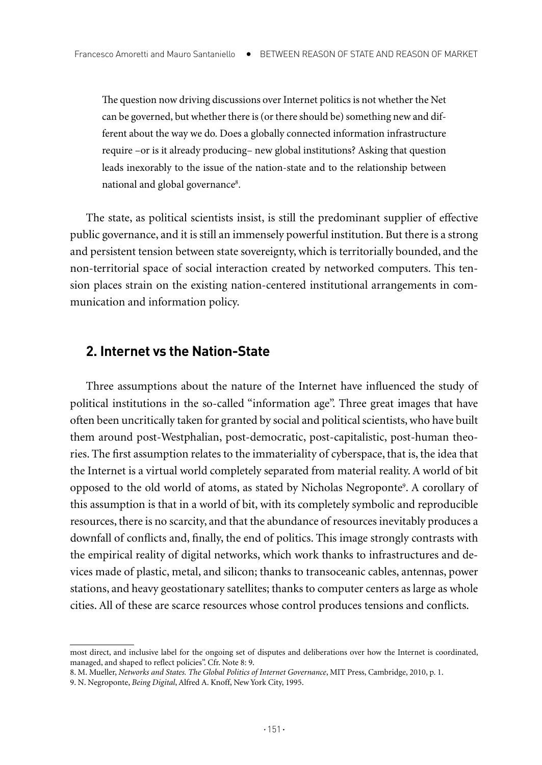> The question now driving discussions over Internet politics is not whether the Net can be governed, but whether there is (or there should be) something new and different about the way we do. Does a globally connected information infrastructure require –or is it already producing– new global institutions? Asking that question leads inexorably to the issue of the nation-state and to the relationship between national and global governance[8].

The state, as political scientists insist, is still the predominant supplier of effective public governance, and it is still an immensely powerful institution. But there is a strong and persistent tension between state sovereignty, which is territorially bounded, and the non-territorial space of social interaction created by networked computers. This tension places strain on the existing nation-centered institutional arrangements in communication and information policy.

## 2. Internet vs the Nation-State

Three assumptions about the nature of the Internet have influenced the study of political institutions in the so-called "information age". Three great images that have often been uncritically taken for granted by social and political scientists, who have built them around post-Westphalian, post-democratic, post-capitalistic, post-human theories. The first assumption relates to the immateriality of cyberspace, that is, the idea that the Internet is a virtual world completely separated from material reality. A world of bit opposed to the old world of atoms, as stated by Nicholas Negroponte[9]. A corollary of this assumption is that in a world of bit, with its completely symbolic and reproducible resources, there is no scarcity, and that the abundance of resources inevitably produces a downfall of conflicts and, finally, the end of politics. This image strongly contrasts with the empirical reality of digital networks, which work thanks to infrastructures and devices made of plastic, metal, and silicon; thanks to transoceanic cables, antennas, power stations, and heavy geostationary satellites; thanks to computer centers as large as whole cities. All of these are scarce resources whose control produces tensions and conflicts.

---

most direct, and inclusive label for the ongoing set of disputes and deliberations over how the Internet is coordinated, managed, and shaped to reflect policies". Cfr. Note 8: 9.

8. M. Mueller, *Networks and States. The Global Politics of Internet Governance*, MIT Press, Cambridge, 2010, p. 1.

9. N. Negroponte, *Being Digital*, Alfred A. Knoff, New York City, 1995.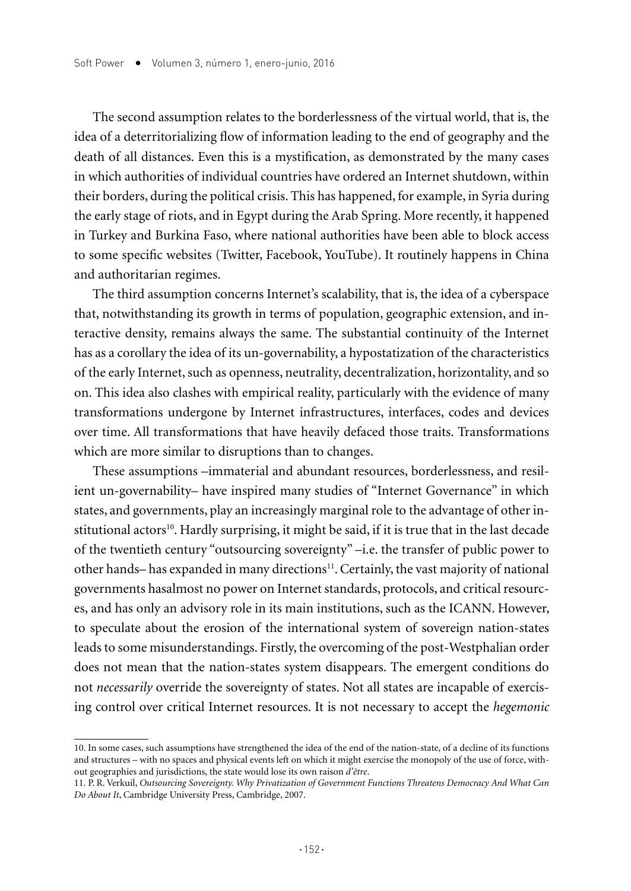The second assumption relates to the borderlessness of the virtual world, that is, the idea of a deterritorializing flow of information leading to the end of geography and the death of all distances. Even this is a mystification, as demonstrated by the many cases in which authorities of individual countries have ordered an Internet shutdown, within their borders, during the political crisis. This has happened, for example, in Syria during the early stage of riots, and in Egypt during the Arab Spring. More recently, it happened in Turkey and Burkina Faso, where national authorities have been able to block access to some specific websites (Twitter, Facebook, YouTube). It routinely happens in China and authoritarian regimes.

The third assumption concerns Internet's scalability, that is, the idea of a cyberspace that, notwithstanding its growth in terms of population, geographic extension, and interactive density, remains always the same. The substantial continuity of the Internet has as a corollary the idea of its un-governability, a hypostatization of the characteristics of the early Internet, such as openness, neutrality, decentralization, horizontality, and so on. This idea also clashes with empirical reality, particularly with the evidence of many transformations undergone by Internet infrastructures, interfaces, codes and devices over time. All transformations that have heavily defaced those traits. Transformations which are more similar to disruptions than to changes.

These assumptions –immaterial and abundant resources, borderlessness, and resilient un-governability– have inspired many studies of "Internet Governance" in which states, and governments, play an increasingly marginal role to the advantage of other institutional actors[10]. Hardly surprising, it might be said, if it is true that in the last decade of the twentieth century "outsourcing sovereignty" –i.e. the transfer of public power to other hands– has expanded in many directions[11]. Certainly, the vast majority of national governments hasalmost no power on Internet standards, protocols, and critical resources, and has only an advisory role in its main institutions, such as the ICANN. However, to speculate about the erosion of the international system of sovereign nation-states leads to some misunderstandings. Firstly, the overcoming of the post-Westphalian order does not mean that the nation-states system disappears. The emergent conditions do not *necessarily* override the sovereignty of states. Not all states are incapable of exercising control over critical Internet resources. It is not necessary to accept the *hegemonic*

---

10. In some cases, such assumptions have strengthened the idea of the end of the nation-state, of a decline of its functions and structures – with no spaces and physical events left on which it might exercise the monopoly of the use of force, without geographies and jurisdictions, the state would lose its own raison *d'être*.

11. P. R. Verkuil, *Outsourcing Sovereignty. Why Privatization of Government Functions Threatens Democracy And What Can Do About It*, Cambridge University Press, Cambridge, 2007.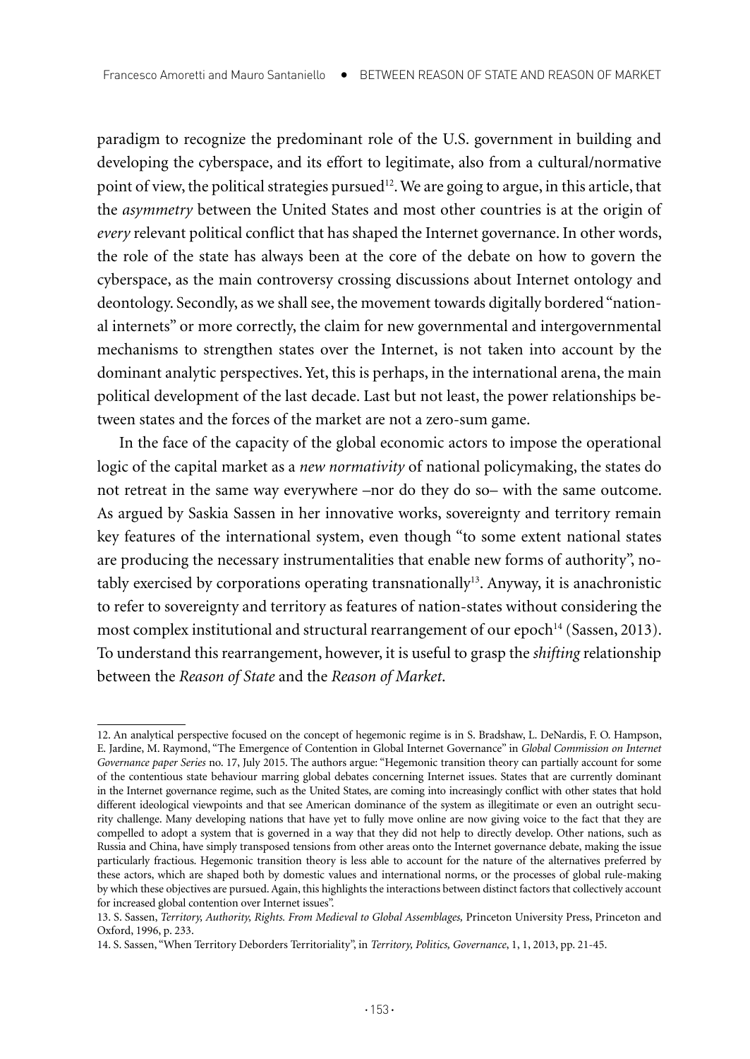paradigm to recognize the predominant role of the U.S. government in building and developing the cyberspace, and its effort to legitimate, also from a cultural/normative point of view, the political strategies pursued[12]. We are going to argue, in this article, that the *asymmetry* between the United States and most other countries is at the origin of *every* relevant political conflict that has shaped the Internet governance. In other words, the role of the state has always been at the core of the debate on how to govern the cyberspace, as the main controversy crossing discussions about Internet ontology and deontology. Secondly, as we shall see, the movement towards digitally bordered "national internets" or more correctly, the claim for new governmental and intergovernmental mechanisms to strengthen states over the Internet, is not taken into account by the dominant analytic perspectives. Yet, this is perhaps, in the international arena, the main political development of the last decade. Last but not least, the power relationships between states and the forces of the market are not a zero-sum game.

In the face of the capacity of the global economic actors to impose the operational logic of the capital market as a *new normativity* of national policymaking, the states do not retreat in the same way everywhere –nor do they do so– with the same outcome. As argued by Saskia Sassen in her innovative works, sovereignty and territory remain key features of the international system, even though "to some extent national states are producing the necessary instrumentalities that enable new forms of authority", notably exercised by corporations operating transnationally[13]. Anyway, it is anachronistic to refer to sovereignty and territory as features of nation-states without considering the most complex institutional and structural rearrangement of our epoch[14] (Sassen, 2013). To understand this rearrangement, however, it is useful to grasp the *shifting* relationship between the *Reason of State* and the *Reason of Market*.

---

12. An analytical perspective focused on the concept of hegemonic regime is in S. Bradshaw, L. DeNardis, F. O. Hampson, E. Jardine, M. Raymond, "The Emergence of Contention in Global Internet Governance" in *Global Commission on Internet Governance paper Series* no. 17, July 2015. The authors argue: "Hegemonic transition theory can partially account for some of the contentious state behaviour marring global debates concerning Internet issues. States that are currently dominant in the Internet governance regime, such as the United States, are coming into increasingly conflict with other states that hold different ideological viewpoints and that see American dominance of the system as illegitimate or even an outright security challenge. Many developing nations that have yet to fully move online are now giving voice to the fact that they are compelled to adopt a system that is governed in a way that they did not help to directly develop. Other nations, such as Russia and China, have simply transposed tensions from other areas onto the Internet governance debate, making the issue particularly fractious. Hegemonic transition theory is less able to account for the nature of the alternatives preferred by these actors, which are shaped both by domestic values and international norms, or the processes of global rule-making by which these objectives are pursued. Again, this highlights the interactions between distinct factors that collectively account for increased global contention over Internet issues".

13. S. Sassen, *Territory, Authority, Rights. From Medieval to Global Assemblages,* Princeton University Press, Princeton and Oxford, 1996, p. 233.

14. S. Sassen, "When Territory Deborders Territoriality", in *Territory, Politics, Governance*, 1, 1, 2013, pp. 21-45.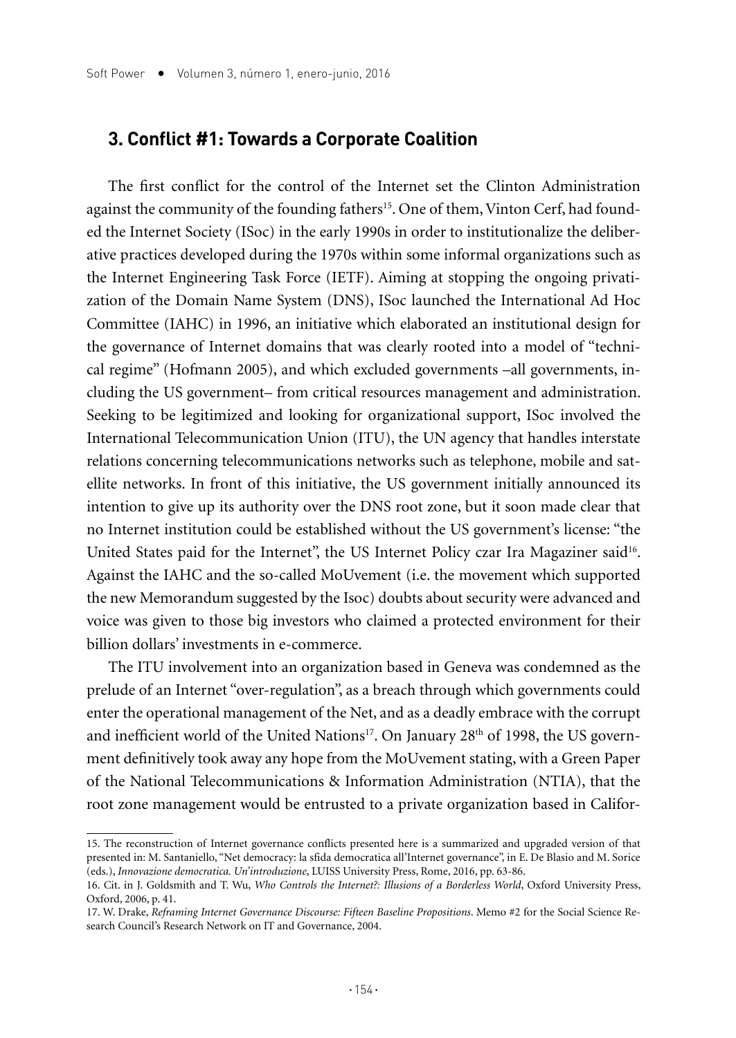## 3. Conflict #1: Towards a Corporate Coalition

The first conflict for the control of the Internet set the Clinton Administration against the community of the founding fathers[15]. One of them, Vinton Cerf, had founded the Internet Society (ISoc) in the early 1990s in order to institutionalize the deliberative practices developed during the 1970s within some informal organizations such as the Internet Engineering Task Force (IETF). Aiming at stopping the ongoing privatization of the Domain Name System (DNS), ISoc launched the International Ad Hoc Committee (IAHC) in 1996, an initiative which elaborated an institutional design for the governance of Internet domains that was clearly rooted into a model of "technical regime" (Hofmann 2005), and which excluded governments –all governments, including the US government– from critical resources management and administration. Seeking to be legitimized and looking for organizational support, ISoc involved the International Telecommunication Union (ITU), the UN agency that handles interstate relations concerning telecommunications networks such as telephone, mobile and satellite networks. In front of this initiative, the US government initially announced its intention to give up its authority over the DNS root zone, but it soon made clear that no Internet institution could be established without the US government's license: "the United States paid for the Internet", the US Internet Policy czar Ira Magaziner said[16]. Against the IAHC and the so-called MoUvement (i.e. the movement which supported the new Memorandum suggested by the Isoc) doubts about security were advanced and voice was given to those big investors who claimed a protected environment for their billion dollars' investments in e-commerce.

The ITU involvement into an organization based in Geneva was condemned as the prelude of an Internet "over-regulation", as a breach through which governments could enter the operational management of the Net, and as a deadly embrace with the corrupt and inefficient world of the United Nations[17]. On January 28th of 1998, the US government definitively took away any hope from the MoUvement stating, with a Green Paper of the National Telecommunications & Information Administration (NTIA), that the root zone management would be entrusted to a private organization based in Califor-

---

15. The reconstruction of Internet governance conflicts presented here is a summarized and upgraded version of that presented in: M. Santaniello, "Net democracy: la sfida democratica all'Internet governance", in E. De Blasio and M. Sorice (eds.), *Innovazione democratica. Un'introduzione*, LUISS University Press, Rome, 2016, pp. 63-86.

16. Cit. in J. Goldsmith and T. Wu, *Who Controls the Internet?: Illusions of a Borderless World*, Oxford University Press, Oxford, 2006, p. 41.

17. W. Drake, *Reframing Internet Governance Discourse: Fifteen Baseline Propositions*. Memo #2 for the Social Science Research Council's Research Network on IT and Governance, 2004.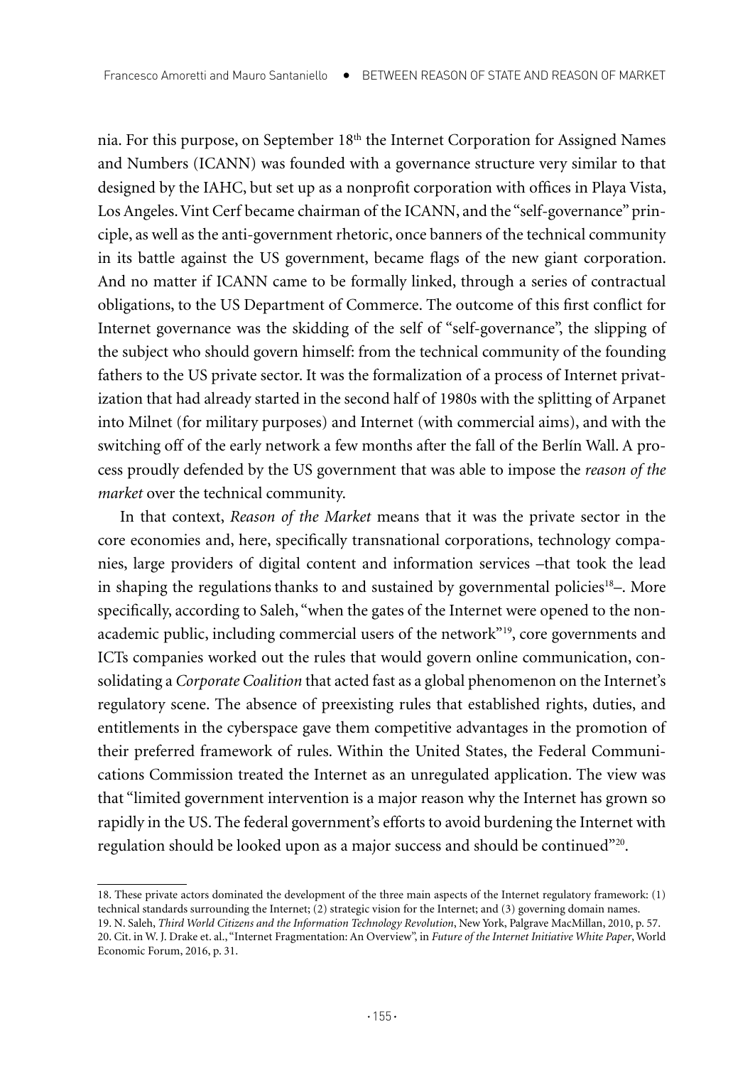nia. For this purpose, on September 18th the Internet Corporation for Assigned Names and Numbers (ICANN) was founded with a governance structure very similar to that designed by the IAHC, but set up as a nonprofit corporation with offices in Playa Vista, Los Angeles. Vint Cerf became chairman of the ICANN, and the "self-governance" principle, as well as the anti-government rhetoric, once banners of the technical community in its battle against the US government, became flags of the new giant corporation. And no matter if ICANN came to be formally linked, through a series of contractual obligations, to the US Department of Commerce. The outcome of this first conflict for Internet governance was the skidding of the self of "self-governance", the slipping of the subject who should govern himself: from the technical community of the founding fathers to the US private sector. It was the formalization of a process of Internet privatization that had already started in the second half of 1980s with the splitting of Arpanet into Milnet (for military purposes) and Internet (with commercial aims), and with the switching off of the early network a few months after the fall of the Berlín Wall. A process proudly defended by the US government that was able to impose the *reason of the market* over the technical community.

In that context, *Reason of the Market* means that it was the private sector in the core economies and, here, specifically transnational corporations, technology companies, large providers of digital content and information services –that took the lead in shaping the regulations thanks to and sustained by governmental policies[18]–. More specifically, according to Saleh, "when the gates of the Internet were opened to the non-academic public, including commercial users of the network"[19], core governments and ICTs companies worked out the rules that would govern online communication, consolidating a *Corporate Coalition* that acted fast as a global phenomenon on the Internet's regulatory scene. The absence of preexisting rules that established rights, duties, and entitlements in the cyberspace gave them competitive advantages in the promotion of their preferred framework of rules. Within the United States, the Federal Communications Commission treated the Internet as an unregulated application. The view was that "limited government intervention is a major reason why the Internet has grown so rapidly in the US. The federal government's efforts to avoid burdening the Internet with regulation should be looked upon as a major success and should be continued"[20].

---

18. These private actors dominated the development of the three main aspects of the Internet regulatory framework: (1) technical standards surrounding the Internet; (2) strategic vision for the Internet; and (3) governing domain names.

19. N. Saleh, *Third World Citizens and the Information Technology Revolution*, New York, Palgrave MacMillan, 2010, p. 57.

20. Cit. in W. J. Drake et. al., "Internet Fragmentation: An Overview", in *Future of the Internet Initiative White Paper*, World Economic Forum, 2016, p. 31.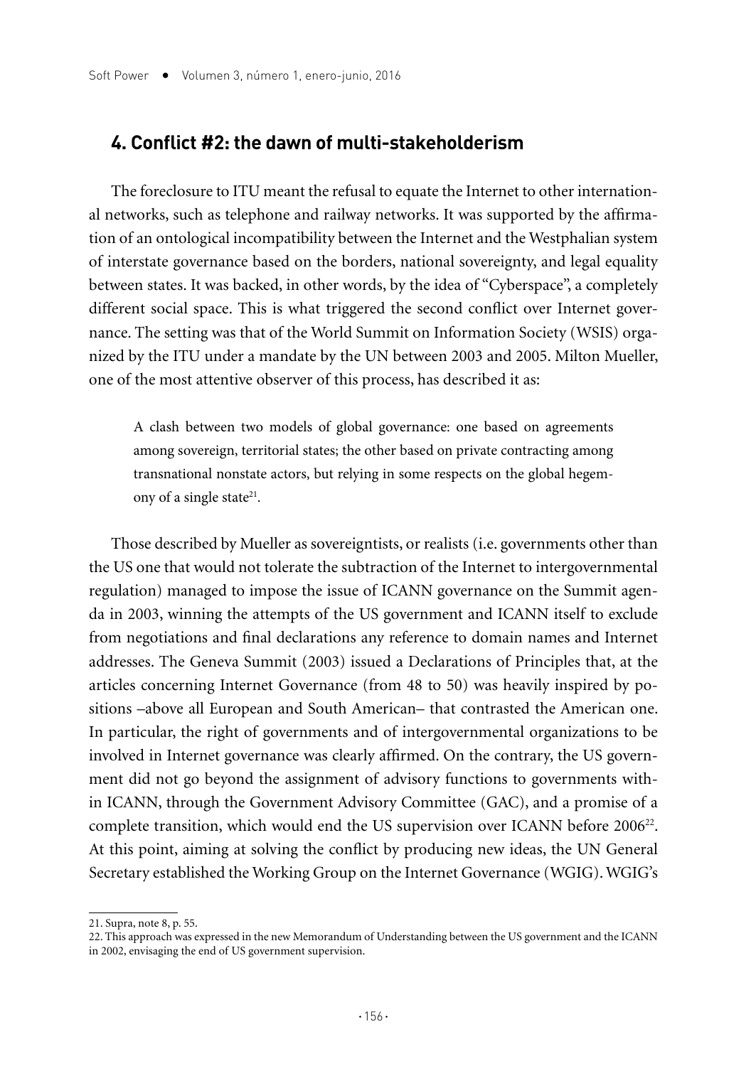## 4. Conflict #2: the dawn of multi-stakeholderism

The foreclosure to ITU meant the refusal to equate the Internet to other international networks, such as telephone and railway networks. It was supported by the affirmation of an ontological incompatibility between the Internet and the Westphalian system of interstate governance based on the borders, national sovereignty, and legal equality between states. It was backed, in other words, by the idea of "Cyberspace", a completely different social space. This is what triggered the second conflict over Internet governance. The setting was that of the World Summit on Information Society (WSIS) organized by the ITU under a mandate by the UN between 2003 and 2005. Milton Mueller, one of the most attentive observer of this process, has described it as:

> A clash between two models of global governance: one based on agreements among sovereign, territorial states; the other based on private contracting among transnational nonstate actors, but relying in some respects on the global hegemony of a single state[21].

Those described by Mueller as sovereigntists, or realists (i.e. governments other than the US one that would not tolerate the subtraction of the Internet to intergovernmental regulation) managed to impose the issue of ICANN governance on the Summit agenda in 2003, winning the attempts of the US government and ICANN itself to exclude from negotiations and final declarations any reference to domain names and Internet addresses. The Geneva Summit (2003) issued a Declarations of Principles that, at the articles concerning Internet Governance (from 48 to 50) was heavily inspired by positions –above all European and South American– that contrasted the American one. In particular, the right of governments and of intergovernmental organizations to be involved in Internet governance was clearly affirmed. On the contrary, the US government did not go beyond the assignment of advisory functions to governments within ICANN, through the Government Advisory Committee (GAC), and a promise of a complete transition, which would end the US supervision over ICANN before 2006[22]. At this point, aiming at solving the conflict by producing new ideas, the UN General Secretary established the Working Group on the Internet Governance (WGIG). WGIG's

---

21. Supra, note 8, p. 55.

22. This approach was expressed in the new Memorandum of Understanding between the US government and the ICANN in 2002, envisaging the end of US government supervision.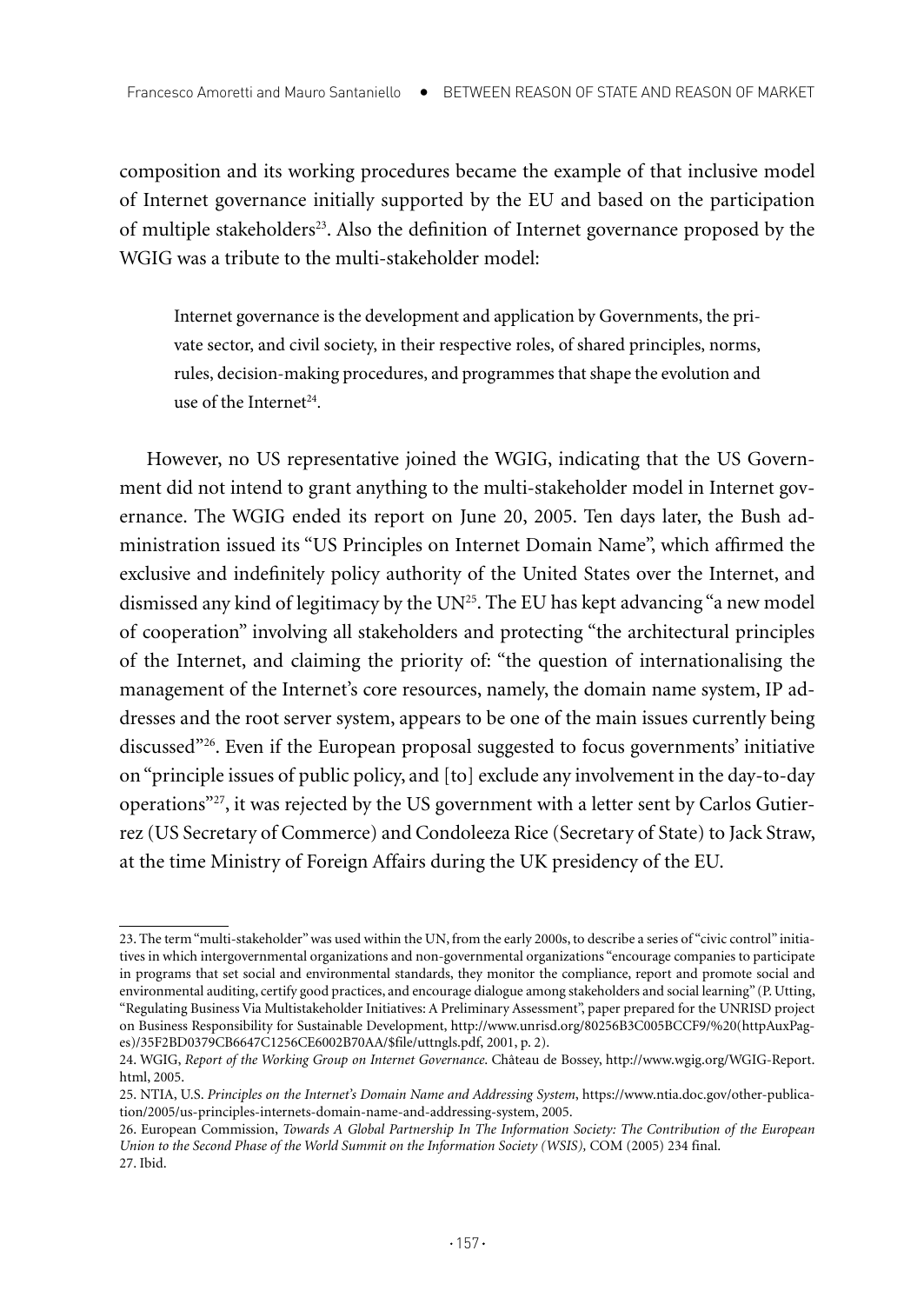composition and its working procedures became the example of that inclusive model of Internet governance initially supported by the EU and based on the participation of multiple stakeholders[23]. Also the definition of Internet governance proposed by the WGIG was a tribute to the multi-stakeholder model:

> Internet governance is the development and application by Governments, the private sector, and civil society, in their respective roles, of shared principles, norms, rules, decision-making procedures, and programmes that shape the evolution and use of the Internet[24].

However, no US representative joined the WGIG, indicating that the US Government did not intend to grant anything to the multi-stakeholder model in Internet governance. The WGIG ended its report on June 20, 2005. Ten days later, the Bush administration issued its "US Principles on Internet Domain Name", which affirmed the exclusive and indefinitely policy authority of the United States over the Internet, and dismissed any kind of legitimacy by the UN[25]. The EU has kept advancing "a new model of cooperation" involving all stakeholders and protecting "the architectural principles of the Internet, and claiming the priority of: "the question of internationalising the management of the Internet's core resources, namely, the domain name system, IP addresses and the root server system, appears to be one of the main issues currently being discussed"[26]. Even if the European proposal suggested to focus governments' initiative on "principle issues of public policy, and [to] exclude any involvement in the day-to-day operations"[27], it was rejected by the US government with a letter sent by Carlos Gutierrez (US Secretary of Commerce) and Condoleeza Rice (Secretary of State) to Jack Straw, at the time Ministry of Foreign Affairs during the UK presidency of the EU.

---

23. The term "multi-stakeholder" was used within the UN, from the early 2000s, to describe a series of "civic control" initiatives in which intergovernmental organizations and non-governmental organizations "encourage companies to participate in programs that set social and environmental standards, they monitor the compliance, report and promote social and environmental auditing, certify good practices, and encourage dialogue among stakeholders and social learning" (P. Utting, "Regulating Business Via Multistakeholder Initiatives: A Preliminary Assessment", paper prepared for the UNRISD project on Business Responsibility for Sustainable Development, http://www.unrisd.org/80256B3C005BCCF9/%20(httpAuxPages)/35F2BD0379CB6647C1256CE6002B70AA/$file/uttngls.pdf, 2001, p. 2).

24. WGIG, *Report of the Working Group on Internet Governance*. Château de Bossey, http://www.wgig.org/WGIG-Report.html, 2005.

25. NTIA, U.S. *Principles on the Internet's Domain Name and Addressing System*, https://www.ntia.doc.gov/other-publication/2005/us-principles-internets-domain-name-and-addressing-system, 2005.

26. European Commission, *Towards A Global Partnership In The Information Society: The Contribution of the European Union to the Second Phase of the World Summit on the Information Society (WSIS),* COM (2005) 234 final.

27. Ibid.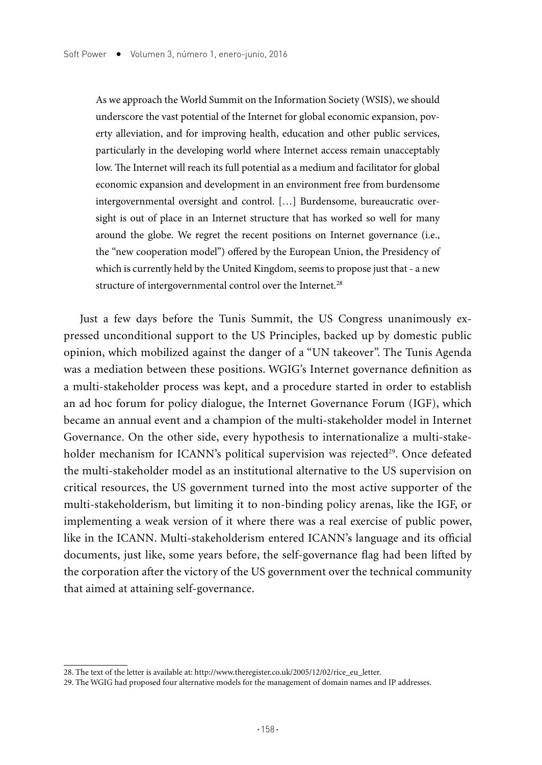> As we approach the World Summit on the Information Society (WSIS), we should underscore the vast potential of the Internet for global economic expansion, poverty alleviation, and for improving health, education and other public services, particularly in the developing world where Internet access remain unacceptably low. The Internet will reach its full potential as a medium and facilitator for global economic expansion and development in an environment free from burdensome intergovernmental oversight and control. […] Burdensome, bureaucratic oversight is out of place in an Internet structure that has worked so well for many around the globe. We regret the recent positions on Internet governance (i.e., the "new cooperation model") offered by the European Union, the Presidency of which is currently held by the United Kingdom, seems to propose just that - a new structure of intergovernmental control over the Internet.[28]

Just a few days before the Tunis Summit, the US Congress unanimously expressed unconditional support to the US Principles, backed up by domestic public opinion, which mobilized against the danger of a "UN takeover". The Tunis Agenda was a mediation between these positions. WGIG's Internet governance definition as a multi-stakeholder process was kept, and a procedure started in order to establish an ad hoc forum for policy dialogue, the Internet Governance Forum (IGF), which became an annual event and a champion of the multi-stakeholder model in Internet Governance. On the other side, every hypothesis to internationalize a multi-stakeholder mechanism for ICANN's political supervision was rejected[29]. Once defeated the multi-stakeholder model as an institutional alternative to the US supervision on critical resources, the US government turned into the most active supporter of the multi-stakeholderism, but limiting it to non-binding policy arenas, like the IGF, or implementing a weak version of it where there was a real exercise of public power, like in the ICANN. Multi-stakeholderism entered ICANN's language and its official documents, just like, some years before, the self-governance flag had been lifted by the corporation after the victory of the US government over the technical community that aimed at attaining self-governance.

---

28. The text of the letter is available at: http://www.theregister.co.uk/2005/12/02/rice_eu_letter.

29. The WGIG had proposed four alternative models for the management of domain names and IP addresses.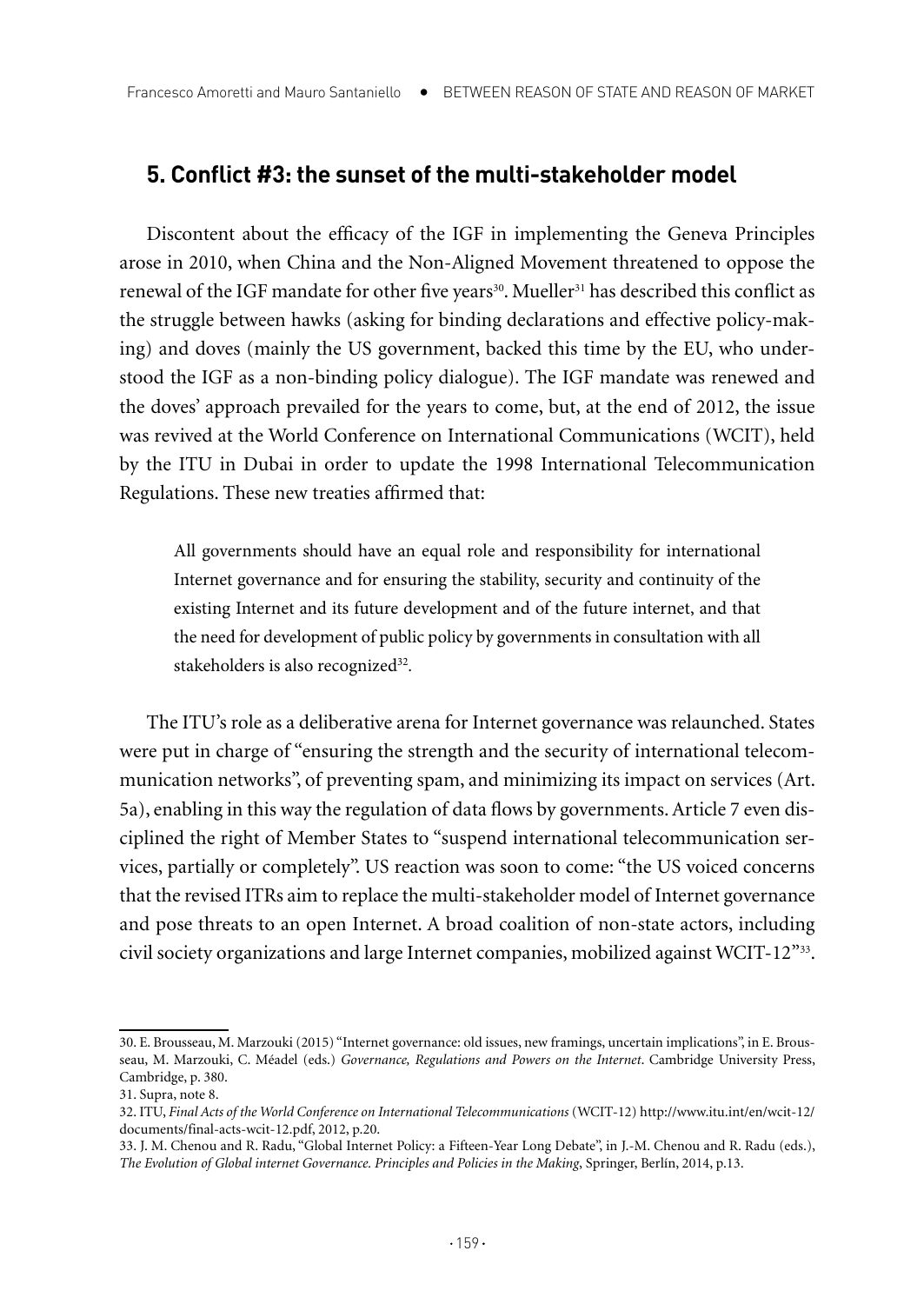## 5. Conflict #3: the sunset of the multi-stakeholder model

Discontent about the efficacy of the IGF in implementing the Geneva Principles arose in 2010, when China and the Non-Aligned Movement threatened to oppose the renewal of the IGF mandate for other five years[30]. Mueller[31] has described this conflict as the struggle between hawks (asking for binding declarations and effective policy-making) and doves (mainly the US government, backed this time by the EU, who understood the IGF as a non-binding policy dialogue). The IGF mandate was renewed and the doves' approach prevailed for the years to come, but, at the end of 2012, the issue was revived at the World Conference on International Communications (WCIT), held by the ITU in Dubai in order to update the 1998 International Telecommunication Regulations. These new treaties affirmed that:

> All governments should have an equal role and responsibility for international Internet governance and for ensuring the stability, security and continuity of the existing Internet and its future development and of the future internet, and that the need for development of public policy by governments in consultation with all stakeholders is also recognized[32].

The ITU's role as a deliberative arena for Internet governance was relaunched. States were put in charge of "ensuring the strength and the security of international telecommunication networks", of preventing spam, and minimizing its impact on services (Art. 5a), enabling in this way the regulation of data flows by governments. Article 7 even disciplined the right of Member States to "suspend international telecommunication services, partially or completely". US reaction was soon to come: "the US voiced concerns that the revised ITRs aim to replace the multi-stakeholder model of Internet governance and pose threats to an open Internet. A broad coalition of non-state actors, including civil society organizations and large Internet companies, mobilized against WCIT-12"[33].

---

30. E. Brousseau, M. Marzouki (2015) "Internet governance: old issues, new framings, uncertain implications", in E. Brousseau, M. Marzouki, C. Méadel (eds.) *Governance, Regulations and Powers on the Internet*. Cambridge University Press, Cambridge, p. 380.

31. Supra, note 8.

32. ITU, *Final Acts of the World Conference on International Telecommunications* (WCIT-12) http://www.itu.int/en/wcit-12/documents/final-acts-wcit-12.pdf, 2012, p.20.

33. J. M. Chenou and R. Radu, "Global Internet Policy: a Fifteen-Year Long Debate", in J.-M. Chenou and R. Radu (eds.), *The Evolution of Global internet Governance. Principles and Policies in the Making*, Springer, Berlín, 2014, p.13.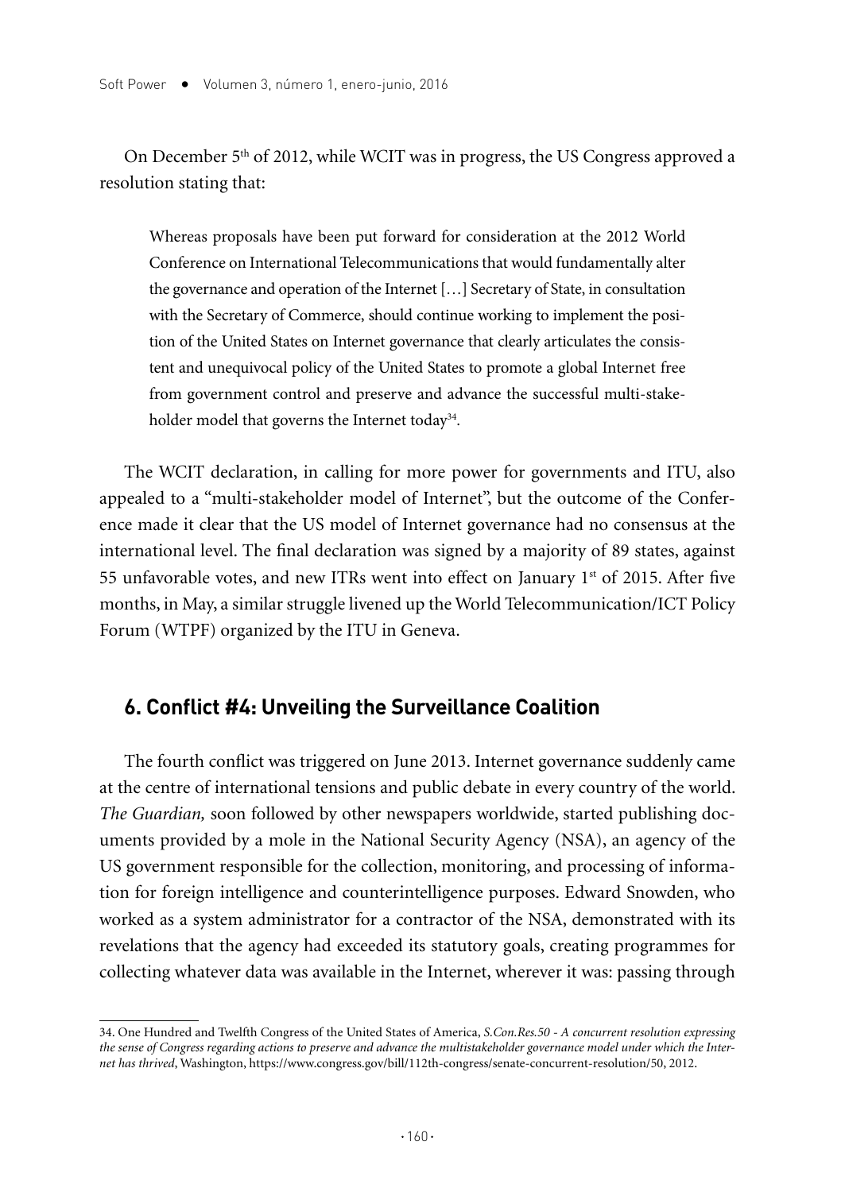On December 5th of 2012, while WCIT was in progress, the US Congress approved a resolution stating that:

> Whereas proposals have been put forward for consideration at the 2012 World Conference on International Telecommunications that would fundamentally alter the governance and operation of the Internet […] Secretary of State, in consultation with the Secretary of Commerce, should continue working to implement the position of the United States on Internet governance that clearly articulates the consistent and unequivocal policy of the United States to promote a global Internet free from government control and preserve and advance the successful multi-stakeholder model that governs the Internet today[34].

The WCIT declaration, in calling for more power for governments and ITU, also appealed to a "multi-stakeholder model of Internet", but the outcome of the Conference made it clear that the US model of Internet governance had no consensus at the international level. The final declaration was signed by a majority of 89 states, against 55 unfavorable votes, and new ITRs went into effect on January 1st of 2015. After five months, in May, a similar struggle livened up the World Telecommunication/ICT Policy Forum (WTPF) organized by the ITU in Geneva.

## 6. Conflict #4: Unveiling the Surveillance Coalition

The fourth conflict was triggered on June 2013. Internet governance suddenly came at the centre of international tensions and public debate in every country of the world. *The Guardian,* soon followed by other newspapers worldwide, started publishing documents provided by a mole in the National Security Agency (NSA), an agency of the US government responsible for the collection, monitoring, and processing of information for foreign intelligence and counterintelligence purposes. Edward Snowden, who worked as a system administrator for a contractor of the NSA, demonstrated with its revelations that the agency had exceeded its statutory goals, creating programmes for collecting whatever data was available in the Internet, wherever it was: passing through

34. One Hundred and Twelfth Congress of the United States of America, *S.Con.Res.50 - A concurrent resolution expressing the sense of Congress regarding actions to preserve and advance the multistakeholder governance model under which the Internet has thrived*, Washington, https://www.congress.gov/bill/112th-congress/senate-concurrent-resolution/50, 2012.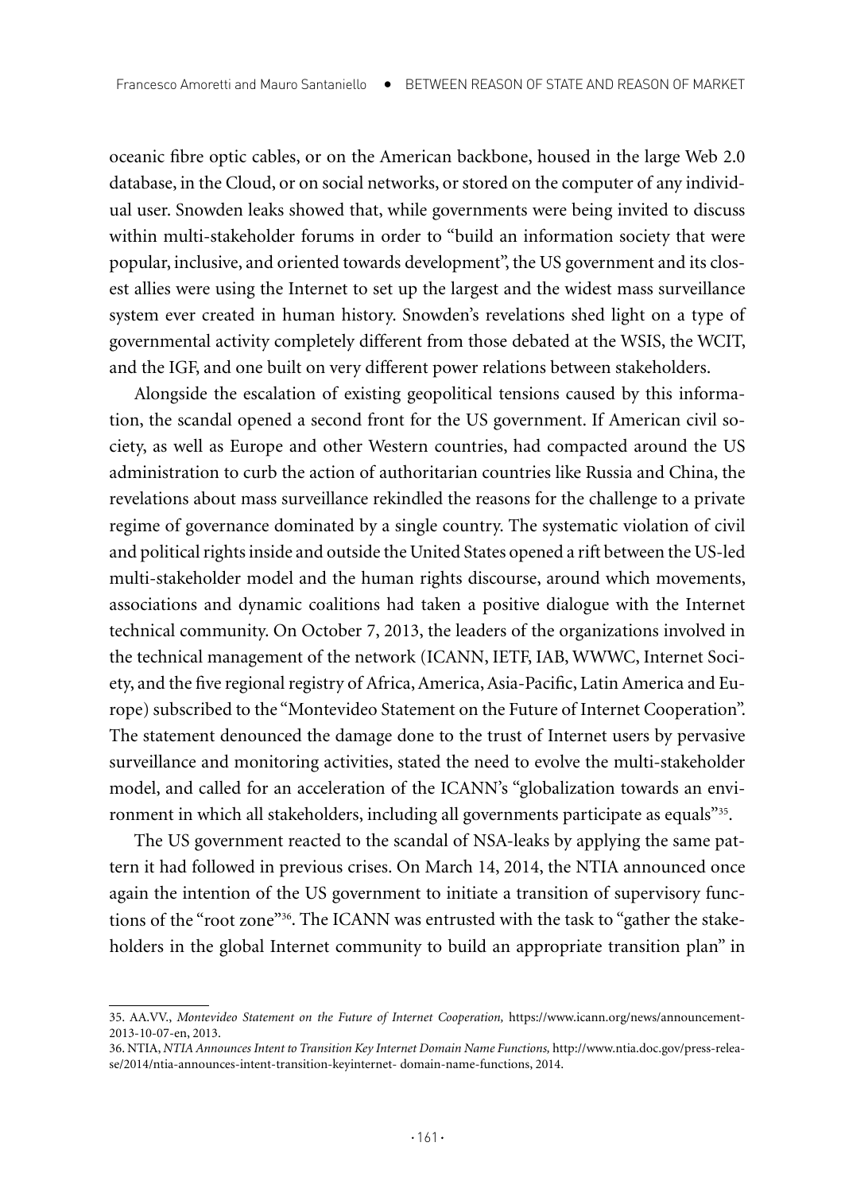oceanic fibre optic cables, or on the American backbone, housed in the large Web 2.0 database, in the Cloud, or on social networks, or stored on the computer of any individual user. Snowden leaks showed that, while governments were being invited to discuss within multi-stakeholder forums in order to "build an information society that were popular, inclusive, and oriented towards development", the US government and its closest allies were using the Internet to set up the largest and the widest mass surveillance system ever created in human history. Snowden's revelations shed light on a type of governmental activity completely different from those debated at the WSIS, the WCIT, and the IGF, and one built on very different power relations between stakeholders.

Alongside the escalation of existing geopolitical tensions caused by this information, the scandal opened a second front for the US government. If American civil society, as well as Europe and other Western countries, had compacted around the US administration to curb the action of authoritarian countries like Russia and China, the revelations about mass surveillance rekindled the reasons for the challenge to a private regime of governance dominated by a single country. The systematic violation of civil and political rights inside and outside the United States opened a rift between the US-led multi-stakeholder model and the human rights discourse, around which movements, associations and dynamic coalitions had taken a positive dialogue with the Internet technical community. On October 7, 2013, the leaders of the organizations involved in the technical management of the network (ICANN, IETF, IAB, WWWC, Internet Society, and the five regional registry of Africa, America, Asia-Pacific, Latin America and Europe) subscribed to the "Montevideo Statement on the Future of Internet Cooperation". The statement denounced the damage done to the trust of Internet users by pervasive surveillance and monitoring activities, stated the need to evolve the multi-stakeholder model, and called for an acceleration of the ICANN's "globalization towards an environment in which all stakeholders, including all governments participate as equals"[35].

The US government reacted to the scandal of NSA-leaks by applying the same pattern it had followed in previous crises. On March 14, 2014, the NTIA announced once again the intention of the US government to initiate a transition of supervisory functions of the "root zone"[36]. The ICANN was entrusted with the task to "gather the stakeholders in the global Internet community to build an appropriate transition plan" in

---

35. AA.VV., *Montevideo Statement on the Future of Internet Cooperation,* https://www.icann.org/news/announcement-2013-10-07-en, 2013.

36. NTIA, *NTIA Announces Intent to Transition Key Internet Domain Name Functions,* http://www.ntia.doc.gov/press-release/2014/ntia-announces-intent-transition-keyinternet- domain-name-functions, 2014.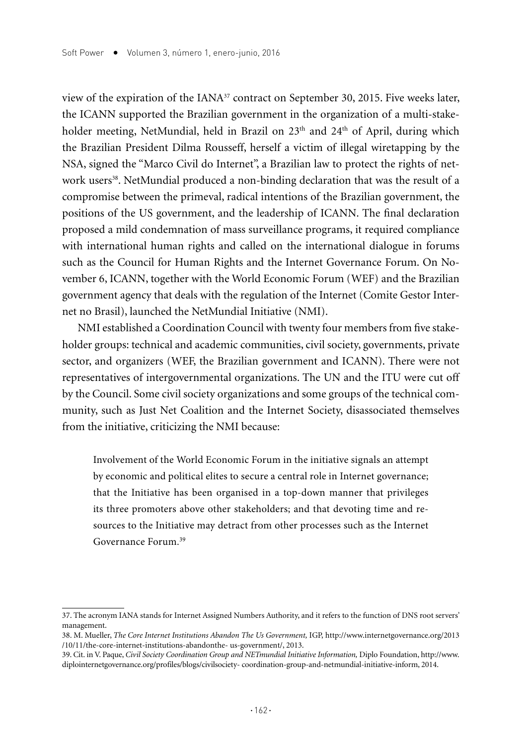view of the expiration of the IANA[37] contract on September 30, 2015. Five weeks later, the ICANN supported the Brazilian government in the organization of a multi-stakeholder meeting, NetMundial, held in Brazil on 23th and 24th of April, during which the Brazilian President Dilma Rousseff, herself a victim of illegal wiretapping by the NSA, signed the "Marco Civil do Internet", a Brazilian law to protect the rights of network users[38]. NetMundial produced a non-binding declaration that was the result of a compromise between the primeval, radical intentions of the Brazilian government, the positions of the US government, and the leadership of ICANN. The final declaration proposed a mild condemnation of mass surveillance programs, it required compliance with international human rights and called on the international dialogue in forums such as the Council for Human Rights and the Internet Governance Forum. On November 6, ICANN, together with the World Economic Forum (WEF) and the Brazilian government agency that deals with the regulation of the Internet (Comite Gestor Internet no Brasil), launched the NetMundial Initiative (NMI).

NMI established a Coordination Council with twenty four members from five stakeholder groups: technical and academic communities, civil society, governments, private sector, and organizers (WEF, the Brazilian government and ICANN). There were not representatives of intergovernmental organizations. The UN and the ITU were cut off by the Council. Some civil society organizations and some groups of the technical community, such as Just Net Coalition and the Internet Society, disassociated themselves from the initiative, criticizing the NMI because:

> Involvement of the World Economic Forum in the initiative signals an attempt by economic and political elites to secure a central role in Internet governance; that the Initiative has been organised in a top-down manner that privileges its three promoters above other stakeholders; and that devoting time and resources to the Initiative may detract from other processes such as the Internet Governance Forum.[39]

---

37. The acronym IANA stands for Internet Assigned Numbers Authority, and it refers to the function of DNS root servers' management.

38. M. Mueller, *The Core Internet Institutions Abandon The Us Government,* IGP, http://www.internetgovernance.org/2013/10/11/the-core-internet-institutions-abandonthe- us-government/, 2013.

39. Cit. in V. Paque, *Civil Society Coordination Group and NETmundial Initiative Information,* Diplo Foundation, http://www.diplointernetgovernance.org/profiles/blogs/civilsociety- coordination-group-and-netmundial-initiative-inform, 2014.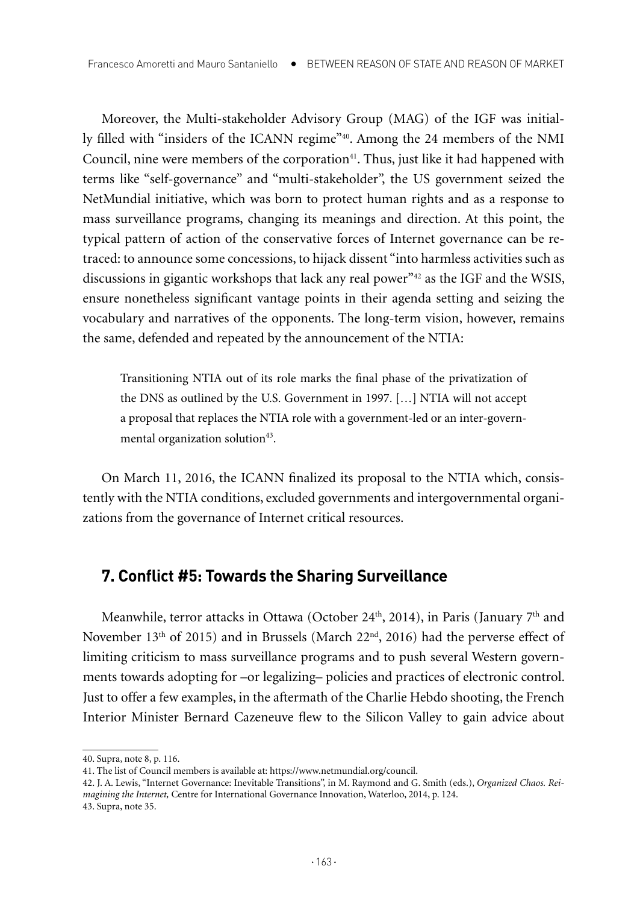Moreover, the Multi-stakeholder Advisory Group (MAG) of the IGF was initially filled with "insiders of the ICANN regime"[40]. Among the 24 members of the NMI Council, nine were members of the corporation[41]. Thus, just like it had happened with terms like "self-governance" and "multi-stakeholder", the US government seized the NetMundial initiative, which was born to protect human rights and as a response to mass surveillance programs, changing its meanings and direction. At this point, the typical pattern of action of the conservative forces of Internet governance can be retraced: to announce some concessions, to hijack dissent "into harmless activities such as discussions in gigantic workshops that lack any real power"[42] as the IGF and the WSIS, ensure nonetheless significant vantage points in their agenda setting and seizing the vocabulary and narratives of the opponents. The long-term vision, however, remains the same, defended and repeated by the announcement of the NTIA:

> Transitioning NTIA out of its role marks the final phase of the privatization of the DNS as outlined by the U.S. Government in 1997. […] NTIA will not accept a proposal that replaces the NTIA role with a government-led or an inter-governmental organization solution[43].

On March 11, 2016, the ICANN finalized its proposal to the NTIA which, consistently with the NTIA conditions, excluded governments and intergovernmental organizations from the governance of Internet critical resources.

## 7. Conflict #5: Towards the Sharing Surveillance

Meanwhile, terror attacks in Ottawa (October 24th, 2014), in Paris (January 7th and November 13th of 2015) and in Brussels (March 22nd, 2016) had the perverse effect of limiting criticism to mass surveillance programs and to push several Western governments towards adopting for –or legalizing– policies and practices of electronic control. Just to offer a few examples, in the aftermath of the Charlie Hebdo shooting, the French Interior Minister Bernard Cazeneuve flew to the Silicon Valley to gain advice about

---

40. Supra, note 8, p. 116.

41. The list of Council members is available at: https://www.netmundial.org/council.

42. J. A. Lewis, "Internet Governance: Inevitable Transitions", in M. Raymond and G. Smith (eds.), *Organized Chaos. Reimagining the Internet,* Centre for International Governance Innovation, Waterloo, 2014, p. 124.

43. Supra, note 35.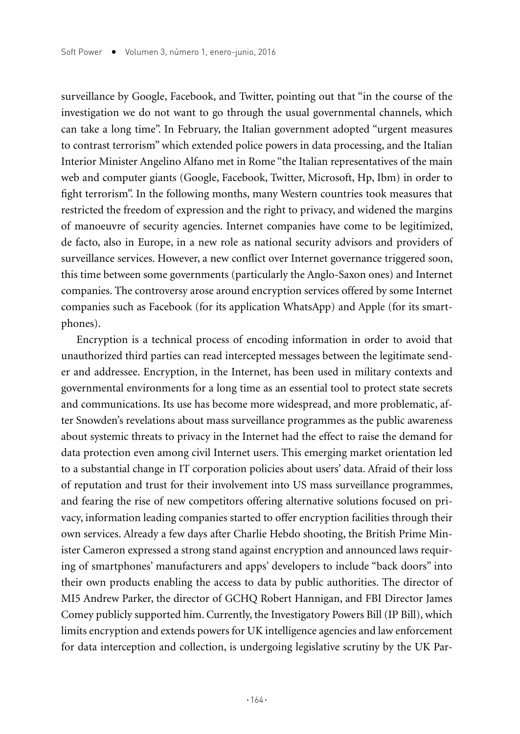surveillance by Google, Facebook, and Twitter, pointing out that "in the course of the investigation we do not want to go through the usual governmental channels, which can take a long time". In February, the Italian government adopted "urgent measures to contrast terrorism" which extended police powers in data processing, and the Italian Interior Minister Angelino Alfano met in Rome "the Italian representatives of the main web and computer giants (Google, Facebook, Twitter, Microsoft, Hp, Ibm) in order to fight terrorism". In the following months, many Western countries took measures that restricted the freedom of expression and the right to privacy, and widened the margins of manoeuvre of security agencies. Internet companies have come to be legitimized, de facto, also in Europe, in a new role as national security advisors and providers of surveillance services. However, a new conflict over Internet governance triggered soon, this time between some governments (particularly the Anglo-Saxon ones) and Internet companies. The controversy arose around encryption services offered by some Internet companies such as Facebook (for its application WhatsApp) and Apple (for its smartphones).

Encryption is a technical process of encoding information in order to avoid that unauthorized third parties can read intercepted messages between the legitimate sender and addressee. Encryption, in the Internet, has been used in military contexts and governmental environments for a long time as an essential tool to protect state secrets and communications. Its use has become more widespread, and more problematic, after Snowden's revelations about mass surveillance programmes as the public awareness about systemic threats to privacy in the Internet had the effect to raise the demand for data protection even among civil Internet users. This emerging market orientation led to a substantial change in IT corporation policies about users' data. Afraid of their loss of reputation and trust for their involvement into US mass surveillance programmes, and fearing the rise of new competitors offering alternative solutions focused on privacy, information leading companies started to offer encryption facilities through their own services. Already a few days after Charlie Hebdo shooting, the British Prime Minister Cameron expressed a strong stand against encryption and announced laws requiring of smartphones' manufacturers and apps' developers to include "back doors" into their own products enabling the access to data by public authorities. The director of MI5 Andrew Parker, the director of GCHQ Robert Hannigan, and FBI Director James Comey publicly supported him. Currently, the Investigatory Powers Bill (IP Bill), which limits encryption and extends powers for UK intelligence agencies and law enforcement for data interception and collection, is undergoing legislative scrutiny by the UK Par-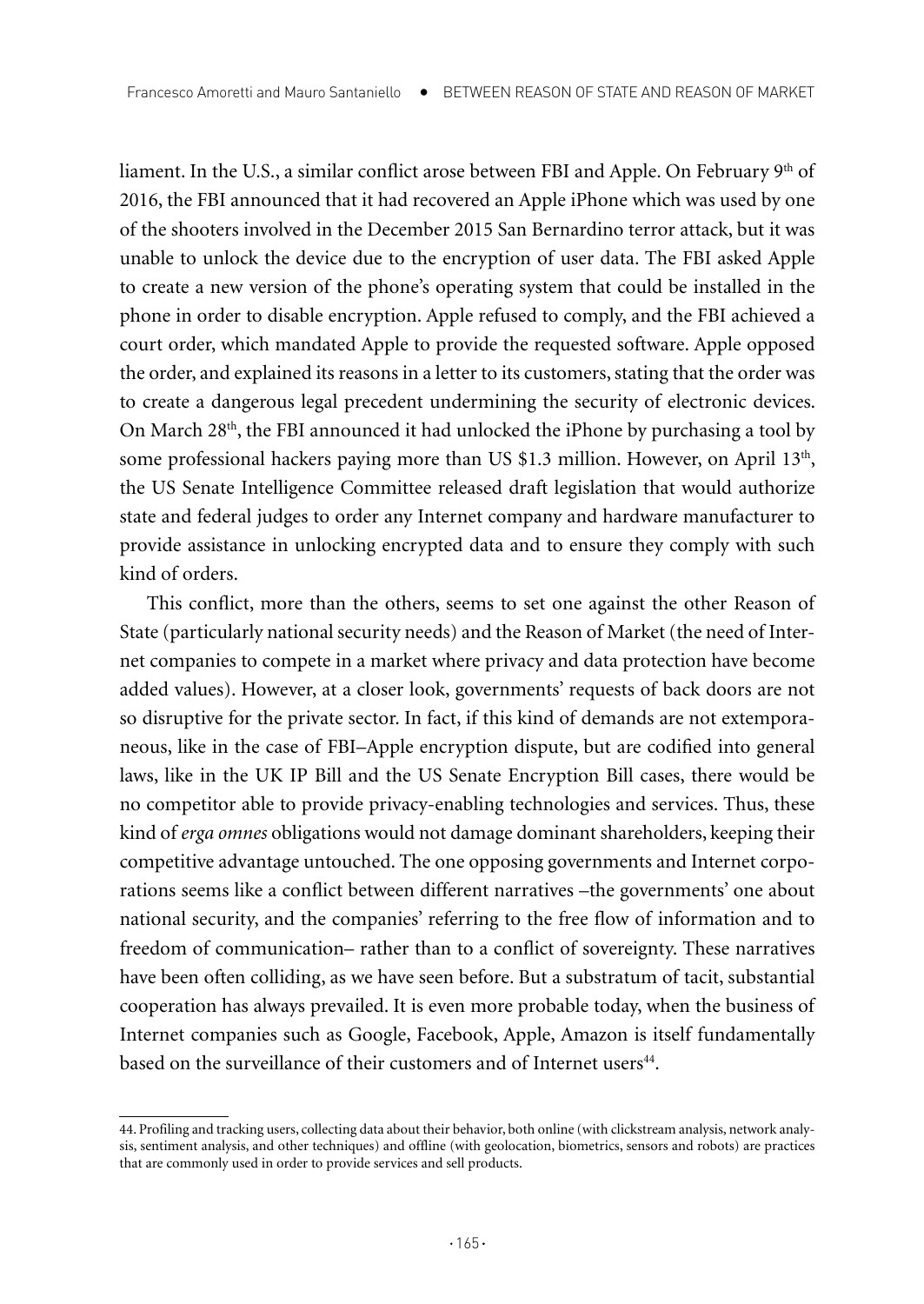liament. In the U.S., a similar conflict arose between FBI and Apple. On February 9th of 2016, the FBI announced that it had recovered an Apple iPhone which was used by one of the shooters involved in the December 2015 San Bernardino terror attack, but it was unable to unlock the device due to the encryption of user data. The FBI asked Apple to create a new version of the phone's operating system that could be installed in the phone in order to disable encryption. Apple refused to comply, and the FBI achieved a court order, which mandated Apple to provide the requested software. Apple opposed the order, and explained its reasons in a letter to its customers, stating that the order was to create a dangerous legal precedent undermining the security of electronic devices. On March 28th, the FBI announced it had unlocked the iPhone by purchasing a tool by some professional hackers paying more than US $1.3 million. However, on April 13th, the US Senate Intelligence Committee released draft legislation that would authorize state and federal judges to order any Internet company and hardware manufacturer to provide assistance in unlocking encrypted data and to ensure they comply with such kind of orders.

This conflict, more than the others, seems to set one against the other Reason of State (particularly national security needs) and the Reason of Market (the need of Internet companies to compete in a market where privacy and data protection have become added values). However, at a closer look, governments' requests of back doors are not so disruptive for the private sector. In fact, if this kind of demands are not extemporaneous, like in the case of FBI–Apple encryption dispute, but are codified into general laws, like in the UK IP Bill and the US Senate Encryption Bill cases, there would be no competitor able to provide privacy-enabling technologies and services. Thus, these kind of *erga omnes* obligations would not damage dominant shareholders, keeping their competitive advantage untouched. The one opposing governments and Internet corporations seems like a conflict between different narratives –the governments' one about national security, and the companies' referring to the free flow of information and to freedom of communication– rather than to a conflict of sovereignty. These narratives have been often colliding, as we have seen before. But a substratum of tacit, substantial cooperation has always prevailed. It is even more probable today, when the business of Internet companies such as Google, Facebook, Apple, Amazon is itself fundamentally based on the surveillance of their customers and of Internet users[44].

---

44. Profiling and tracking users, collecting data about their behavior, both online (with clickstream analysis, network analysis, sentiment analysis, and other techniques) and offline (with geolocation, biometrics, sensors and robots) are practices that are commonly used in order to provide services and sell products.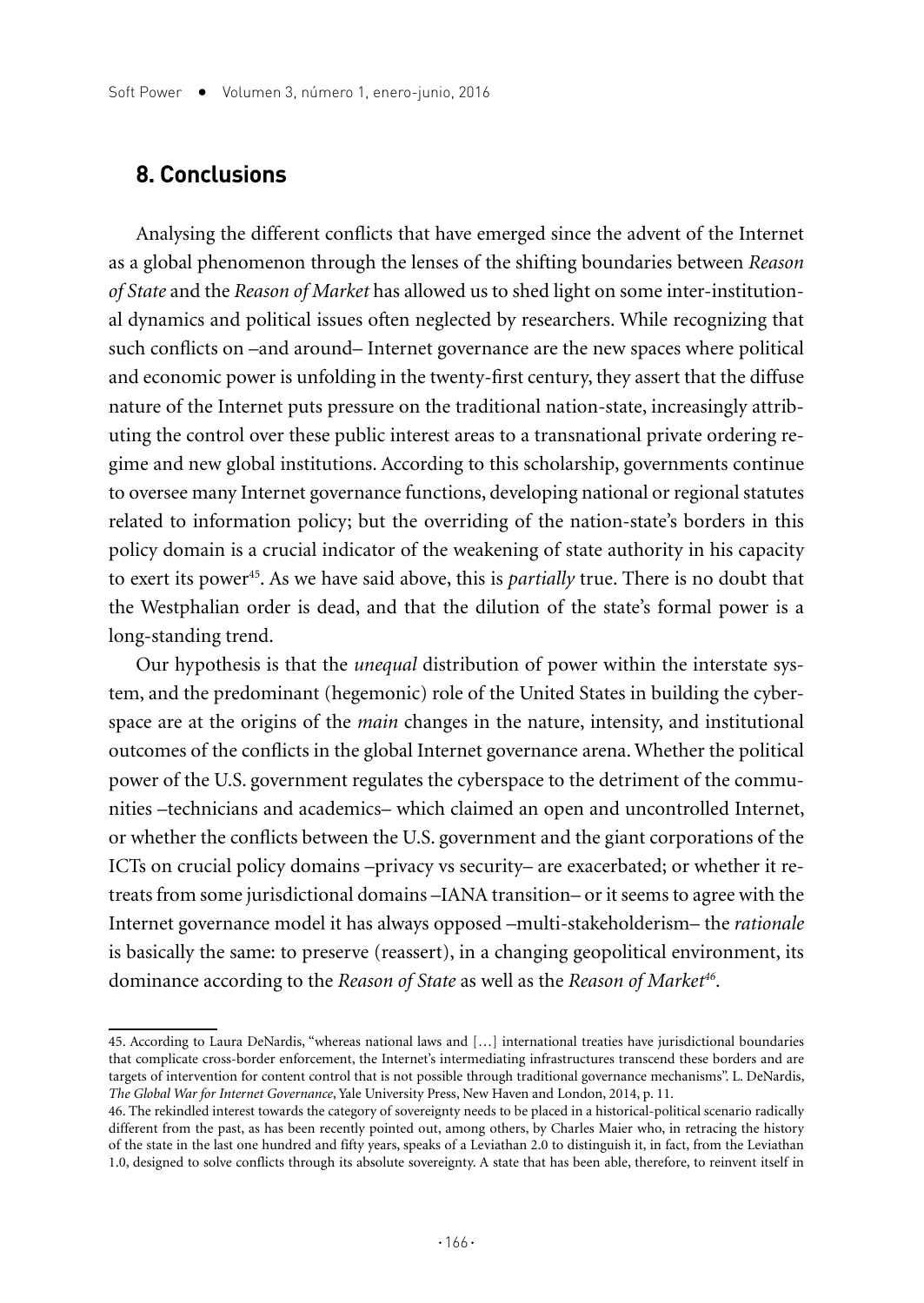## 8. Conclusions

Analysing the different conflicts that have emerged since the advent of the Internet as a global phenomenon through the lenses of the shifting boundaries between *Reason of State* and the *Reason of Market* has allowed us to shed light on some inter-institutional dynamics and political issues often neglected by researchers. While recognizing that such conflicts on –and around– Internet governance are the new spaces where political and economic power is unfolding in the twenty-first century, they assert that the diffuse nature of the Internet puts pressure on the traditional nation-state, increasingly attributing the control over these public interest areas to a transnational private ordering regime and new global institutions. According to this scholarship, governments continue to oversee many Internet governance functions, developing national or regional statutes related to information policy; but the overriding of the nation-state's borders in this policy domain is a crucial indicator of the weakening of state authority in his capacity to exert its power[45]. As we have said above, this is *partially* true. There is no doubt that the Westphalian order is dead, and that the dilution of the state's formal power is a long-standing trend.

Our hypothesis is that the *unequal* distribution of power within the interstate system, and the predominant (hegemonic) role of the United States in building the cyberspace are at the origins of the *main* changes in the nature, intensity, and institutional outcomes of the conflicts in the global Internet governance arena. Whether the political power of the U.S. government regulates the cyberspace to the detriment of the communities –technicians and academics– which claimed an open and uncontrolled Internet, or whether the conflicts between the U.S. government and the giant corporations of the ICTs on crucial policy domains –privacy vs security– are exacerbated; or whether it retreats from some jurisdictional domains –IANA transition– or it seems to agree with the Internet governance model it has always opposed –multi-stakeholderism– the *rationale* is basically the same: to preserve (reassert), in a changing geopolitical environment, its dominance according to the *Reason of State* as well as the *Reason of Market*[46].

45. According to Laura DeNardis, "whereas national laws and […] international treaties have jurisdictional boundaries that complicate cross-border enforcement, the Internet's intermediating infrastructures transcend these borders and are targets of intervention for content control that is not possible through traditional governance mechanisms". L. DeNardis, *The Global War for Internet Governance*, Yale University Press, New Haven and London, 2014, p. 11.

46. The rekindled interest towards the category of sovereignty needs to be placed in a historical-political scenario radically different from the past, as has been recently pointed out, among others, by Charles Maier who, in retracing the history of the state in the last one hundred and fifty years, speaks of a Leviathan 2.0 to distinguish it, in fact, from the Leviathan 1.0, designed to solve conflicts through its absolute sovereignty. A state that has been able, therefore, to reinvent itself in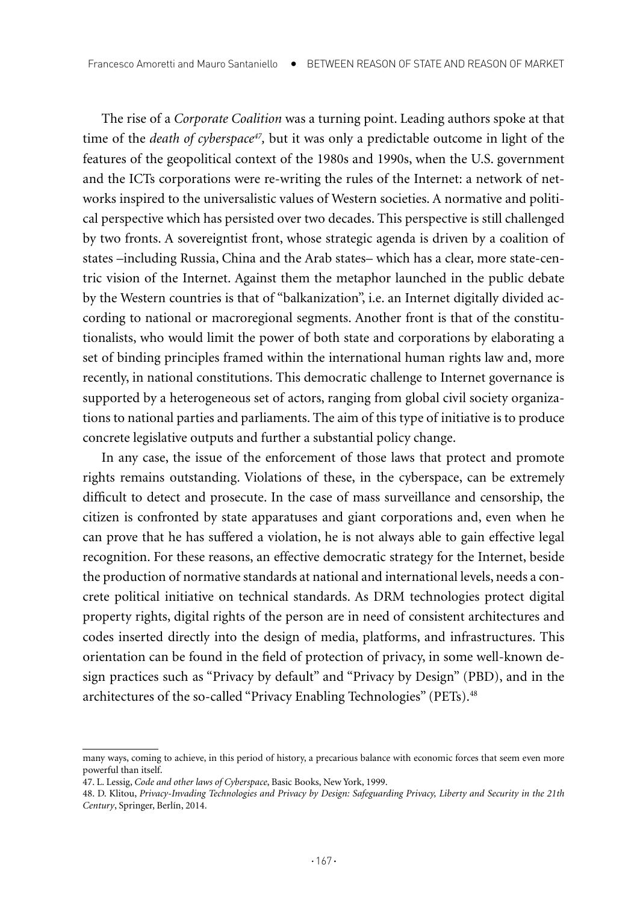The rise of a *Corporate Coalition* was a turning point. Leading authors spoke at that time of the *death of cyberspace*[47], but it was only a predictable outcome in light of the features of the geopolitical context of the 1980s and 1990s, when the U.S. government and the ICTs corporations were re-writing the rules of the Internet: a network of networks inspired to the universalistic values of Western societies. A normative and political perspective which has persisted over two decades. This perspective is still challenged by two fronts. A sovereigntist front, whose strategic agenda is driven by a coalition of states –including Russia, China and the Arab states– which has a clear, more state-centric vision of the Internet. Against them the metaphor launched in the public debate by the Western countries is that of "balkanization", i.e. an Internet digitally divided according to national or macroregional segments. Another front is that of the constitutionalists, who would limit the power of both state and corporations by elaborating a set of binding principles framed within the international human rights law and, more recently, in national constitutions. This democratic challenge to Internet governance is supported by a heterogeneous set of actors, ranging from global civil society organizations to national parties and parliaments. The aim of this type of initiative is to produce concrete legislative outputs and further a substantial policy change.

In any case, the issue of the enforcement of those laws that protect and promote rights remains outstanding. Violations of these, in the cyberspace, can be extremely difficult to detect and prosecute. In the case of mass surveillance and censorship, the citizen is confronted by state apparatuses and giant corporations and, even when he can prove that he has suffered a violation, he is not always able to gain effective legal recognition. For these reasons, an effective democratic strategy for the Internet, beside the production of normative standards at national and international levels, needs a concrete political initiative on technical standards. As DRM technologies protect digital property rights, digital rights of the person are in need of consistent architectures and codes inserted directly into the design of media, platforms, and infrastructures. This orientation can be found in the field of protection of privacy, in some well-known design practices such as "Privacy by default" and "Privacy by Design" (PBD), and in the architectures of the so-called "Privacy Enabling Technologies" (PETs).[48]

---

many ways, coming to achieve, in this period of history, a precarious balance with economic forces that seem even more powerful than itself.

47. L. Lessig, *Code and other laws of Cyberspace*, Basic Books, New York, 1999.

48. D. Klitou, *Privacy-Invading Technologies and Privacy by Design: Safeguarding Privacy, Liberty and Security in the 21th Century*, Springer, Berlín, 2014.